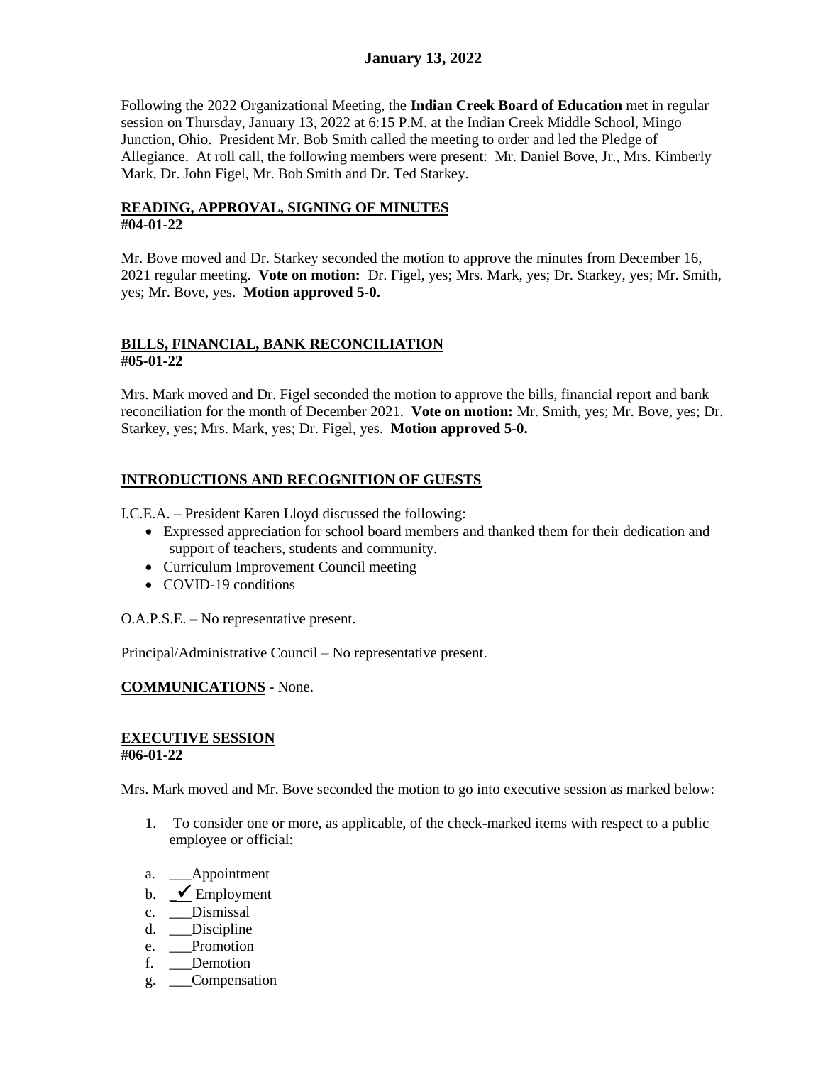# January 13, 2022

Following the 2022 Organizational Meeting, the **Indian Creek Board of Education** met in regular session on Thursday, January 13, 2022 at 6:15 P.M. at the Indian Creek Middle School, Mingo Junction, Ohio. President Mr. Bob Smith called the meeting to order and led the Pledge of Allegiance. At roll call, the following members were present: Mr. Daniel Bove, Jr., Mrs. Kimberly Mark, Dr. John Figel, Mr. Bob Smith and Dr. Ted Starkey.

**READING, APPROVAL, SIGNING OF MINUTES**
**#04-01-22**

Mr. Bove moved and Dr. Starkey seconded the motion to approve the minutes from December 16, 2021 regular meeting. **Vote on motion:** Dr. Figel, yes; Mrs. Mark, yes; Dr. Starkey, yes; Mr. Smith, yes; Mr. Bove, yes. **Motion approved 5-0.**

**BILLS, FINANCIAL, BANK RECONCILIATION**
**#05-01-22**

Mrs. Mark moved and Dr. Figel seconded the motion to approve the bills, financial report and bank reconciliation for the month of December 2021. **Vote on motion:** Mr. Smith, yes; Mr. Bove, yes; Dr. Starkey, yes; Mrs. Mark, yes; Dr. Figel, yes. **Motion approved 5-0.**

**INTRODUCTIONS AND RECOGNITION OF GUESTS**

I.C.E.A. – President Karen Lloyd discussed the following:

- Expressed appreciation for school board members and thanked them for their dedication and support of teachers, students and community.
- Curriculum Improvement Council meeting
- COVID-19 conditions

O.A.P.S.E. – No representative present.

Principal/Administrative Council – No representative present.

**COMMUNICATIONS** - None.

**EXECUTIVE SESSION**
**#06-01-22**

Mrs. Mark moved and Mr. Bove seconded the motion to go into executive session as marked below:

1. To consider one or more, as applicable, of the check-marked items with respect to a public employee or official:

a. ___Appointment
b. _✓_ Employment
c. ___Dismissal
d. ___Discipline
e. ___Promotion
f. ___Demotion
g. ___Compensation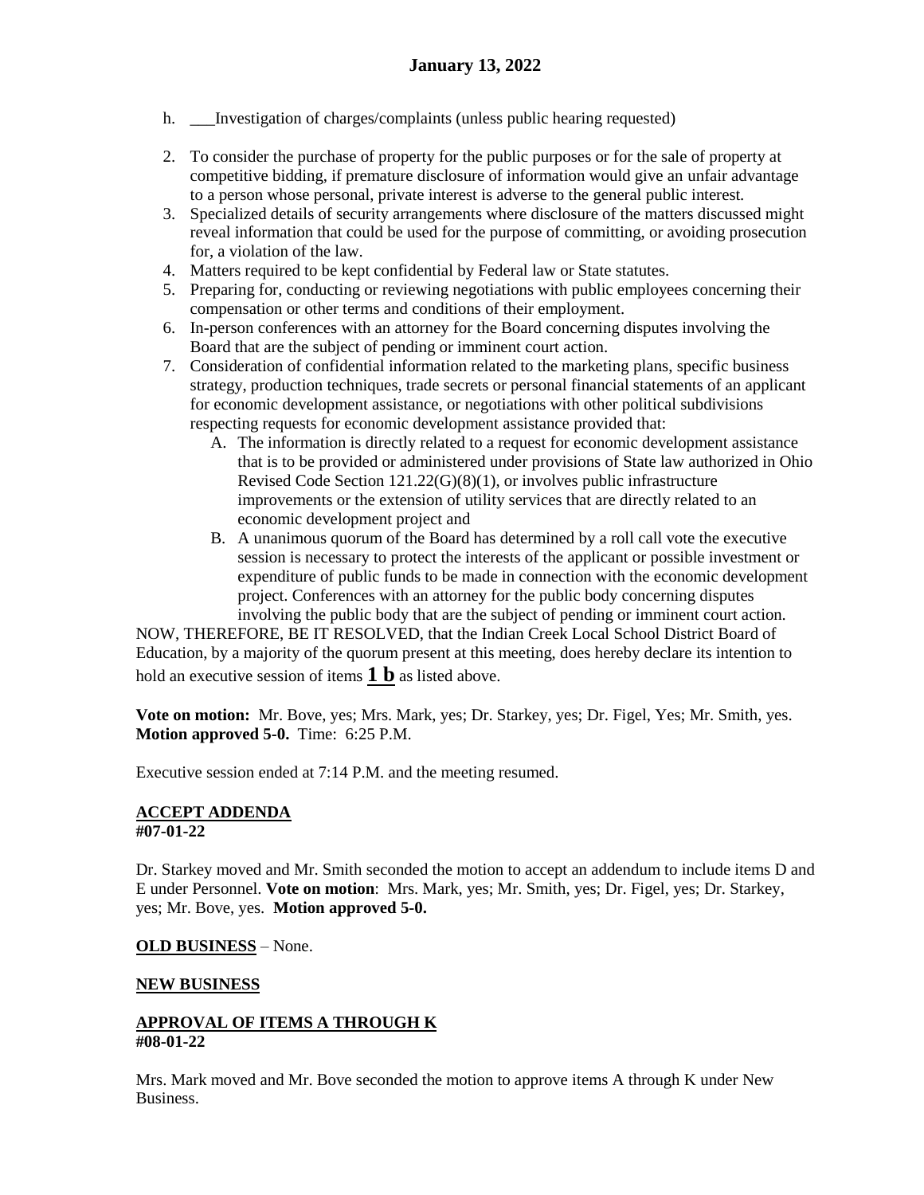h. ___Investigation of charges/complaints (unless public hearing requested)

2. To consider the purchase of property for the public purposes or for the sale of property at competitive bidding, if premature disclosure of information would give an unfair advantage to a person whose personal, private interest is adverse to the general public interest.
3. Specialized details of security arrangements where disclosure of the matters discussed might reveal information that could be used for the purpose of committing, or avoiding prosecution for, a violation of the law.
4. Matters required to be kept confidential by Federal law or State statutes.
5. Preparing for, conducting or reviewing negotiations with public employees concerning their compensation or other terms and conditions of their employment.
6. In-person conferences with an attorney for the Board concerning disputes involving the Board that are the subject of pending or imminent court action.
7. Consideration of confidential information related to the marketing plans, specific business strategy, production techniques, trade secrets or personal financial statements of an applicant for economic development assistance, or negotiations with other political subdivisions respecting requests for economic development assistance provided that:
   A. The information is directly related to a request for economic development assistance that is to be provided or administered under provisions of State law authorized in Ohio Revised Code Section 121.22(G)(8)(1), or involves public infrastructure improvements or the extension of utility services that are directly related to an economic development project and
   B. A unanimous quorum of the Board has determined by a roll call vote the executive session is necessary to protect the interests of the applicant or possible investment or expenditure of public funds to be made in connection with the economic development project. Conferences with an attorney for the public body concerning disputes involving the public body that are the subject of pending or imminent court action.

NOW, THEREFORE, BE IT RESOLVED, that the Indian Creek Local School District Board of Education, by a majority of the quorum present at this meeting, does hereby declare its intention to hold an executive session of items **1 b** as listed above.

**Vote on motion:** Mr. Bove, yes; Mrs. Mark, yes; Dr. Starkey, yes; Dr. Figel, Yes; Mr. Smith, yes. **Motion approved 5-0.** Time: 6:25 P.M.

Executive session ended at 7:14 P.M. and the meeting resumed.

**ACCEPT ADDENDA**
**#07-01-22**

Dr. Starkey moved and Mr. Smith seconded the motion to accept an addendum to include items D and E under Personnel. **Vote on motion**: Mrs. Mark, yes; Mr. Smith, yes; Dr. Figel, yes; Dr. Starkey, yes; Mr. Bove, yes. **Motion approved 5-0.**

**OLD BUSINESS** – None.

**NEW BUSINESS**

**APPROVAL OF ITEMS A THROUGH K**
**#08-01-22**

Mrs. Mark moved and Mr. Bove seconded the motion to approve items A through K under New Business.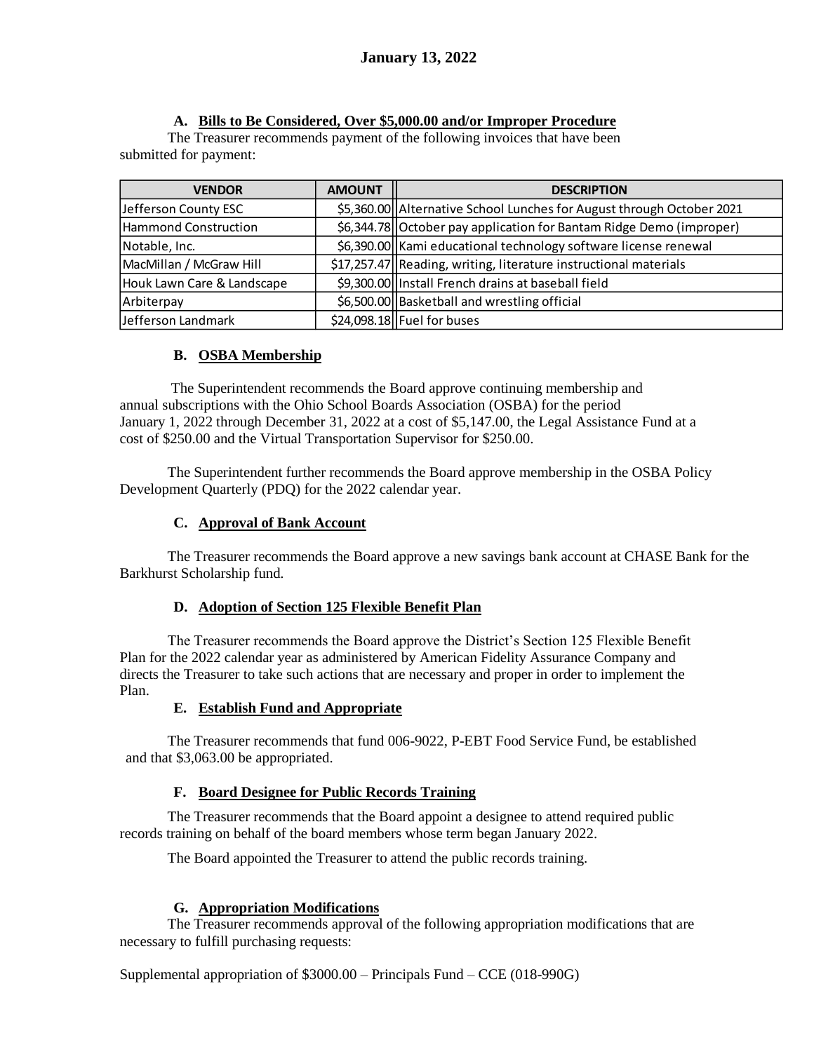**January 13, 2022**

**A. Bills to Be Considered, Over $5,000.00 and/or Improper Procedure**

The Treasurer recommends payment of the following invoices that have been submitted for payment:

| VENDOR | AMOUNT | DESCRIPTION |
|---|---|---|
| Jefferson County ESC | $5,360.00 | Alternative School Lunches for August through October 2021 |
| Hammond Construction | $6,344.78 | October pay application for Bantam Ridge Demo (improper) |
| Notable, Inc. | $6,390.00 | Kami educational technology software license renewal |
| MacMillan / McGraw Hill | $17,257.47 | Reading, writing, literature instructional materials |
| Houk Lawn Care & Landscape | $9,300.00 | Install French drains at baseball field |
| Arbiterpay | $6,500.00 | Basketball and wrestling official |
| Jefferson Landmark | $24,098.18 | Fuel for buses |

**B. OSBA Membership**

The Superintendent recommends the Board approve continuing membership and annual subscriptions with the Ohio School Boards Association (OSBA) for the period January 1, 2022 through December 31, 2022 at a cost of $5,147.00, the Legal Assistance Fund at a cost of $250.00 and the Virtual Transportation Supervisor for $250.00.

The Superintendent further recommends the Board approve membership in the OSBA Policy Development Quarterly (PDQ) for the 2022 calendar year.

**C. Approval of Bank Account**

The Treasurer recommends the Board approve a new savings bank account at CHASE Bank for the Barkhurst Scholarship fund.

**D. Adoption of Section 125 Flexible Benefit Plan**

The Treasurer recommends the Board approve the District's Section 125 Flexible Benefit Plan for the 2022 calendar year as administered by American Fidelity Assurance Company and directs the Treasurer to take such actions that are necessary and proper in order to implement the Plan.

**E. Establish Fund and Appropriate**

The Treasurer recommends that fund 006-9022, P-EBT Food Service Fund, be established and that $3,063.00 be appropriated.

**F. Board Designee for Public Records Training**

The Treasurer recommends that the Board appoint a designee to attend required public records training on behalf of the board members whose term began January 2022.

The Board appointed the Treasurer to attend the public records training.

**G. Appropriation Modifications**

The Treasurer recommends approval of the following appropriation modifications that are necessary to fulfill purchasing requests:

Supplemental appropriation of $3000.00 – Principals Fund – CCE (018-990G)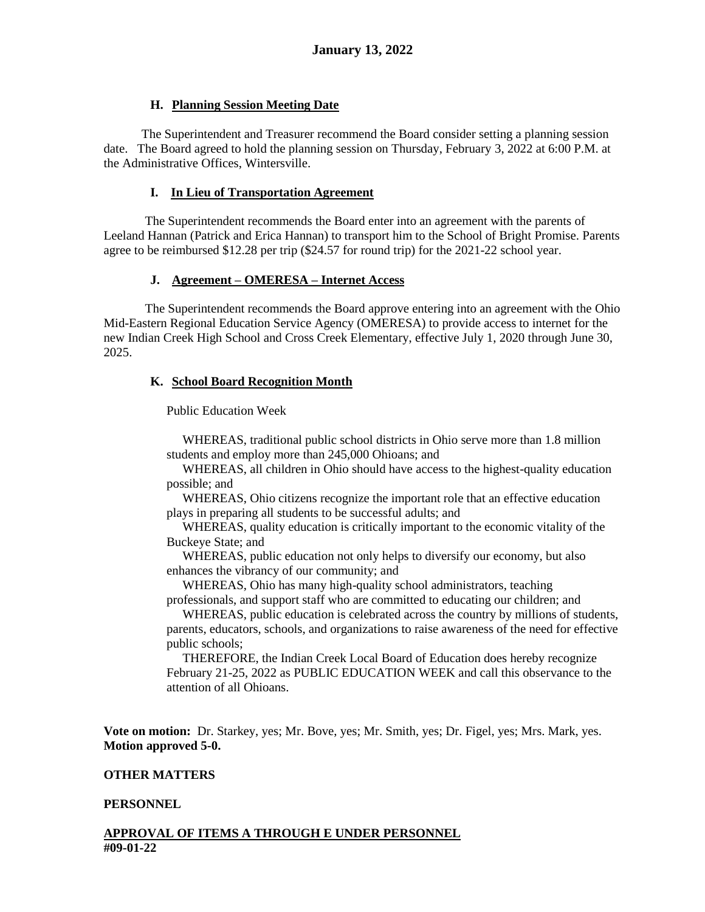**January 13, 2022**

#### H. Planning Session Meeting Date

The Superintendent and Treasurer recommend the Board consider setting a planning session date. The Board agreed to hold the planning session on Thursday, February 3, 2022 at 6:00 P.M. at the Administrative Offices, Wintersville.

#### I. In Lieu of Transportation Agreement

The Superintendent recommends the Board enter into an agreement with the parents of Leeland Hannan (Patrick and Erica Hannan) to transport him to the School of Bright Promise. Parents agree to be reimbursed $12.28 per trip ($24.57 for round trip) for the 2021-22 school year.

#### J. Agreement – OMERESA – Internet Access

The Superintendent recommends the Board approve entering into an agreement with the Ohio Mid-Eastern Regional Education Service Agency (OMERESA) to provide access to internet for the new Indian Creek High School and Cross Creek Elementary, effective July 1, 2020 through June 30, 2025.

#### K. School Board Recognition Month

Public Education Week

WHEREAS, traditional public school districts in Ohio serve more than 1.8 million students and employ more than 245,000 Ohioans; and

WHEREAS, all children in Ohio should have access to the highest-quality education possible; and

WHEREAS, Ohio citizens recognize the important role that an effective education plays in preparing all students to be successful adults; and

WHEREAS, quality education is critically important to the economic vitality of the Buckeye State; and

WHEREAS, public education not only helps to diversify our economy, but also enhances the vibrancy of our community; and

WHEREAS, Ohio has many high-quality school administrators, teaching professionals, and support staff who are committed to educating our children; and

WHEREAS, public education is celebrated across the country by millions of students, parents, educators, schools, and organizations to raise awareness of the need for effective public schools;

THEREFORE, the Indian Creek Local Board of Education does hereby recognize February 21-25, 2022 as PUBLIC EDUCATION WEEK and call this observance to the attention of all Ohioans.

**Vote on motion:** Dr. Starkey, yes; Mr. Bove, yes; Mr. Smith, yes; Dr. Figel, yes; Mrs. Mark, yes. **Motion approved 5-0.**

**OTHER MATTERS**

**PERSONNEL**

**APPROVAL OF ITEMS A THROUGH E UNDER PERSONNEL**
**#09-01-22**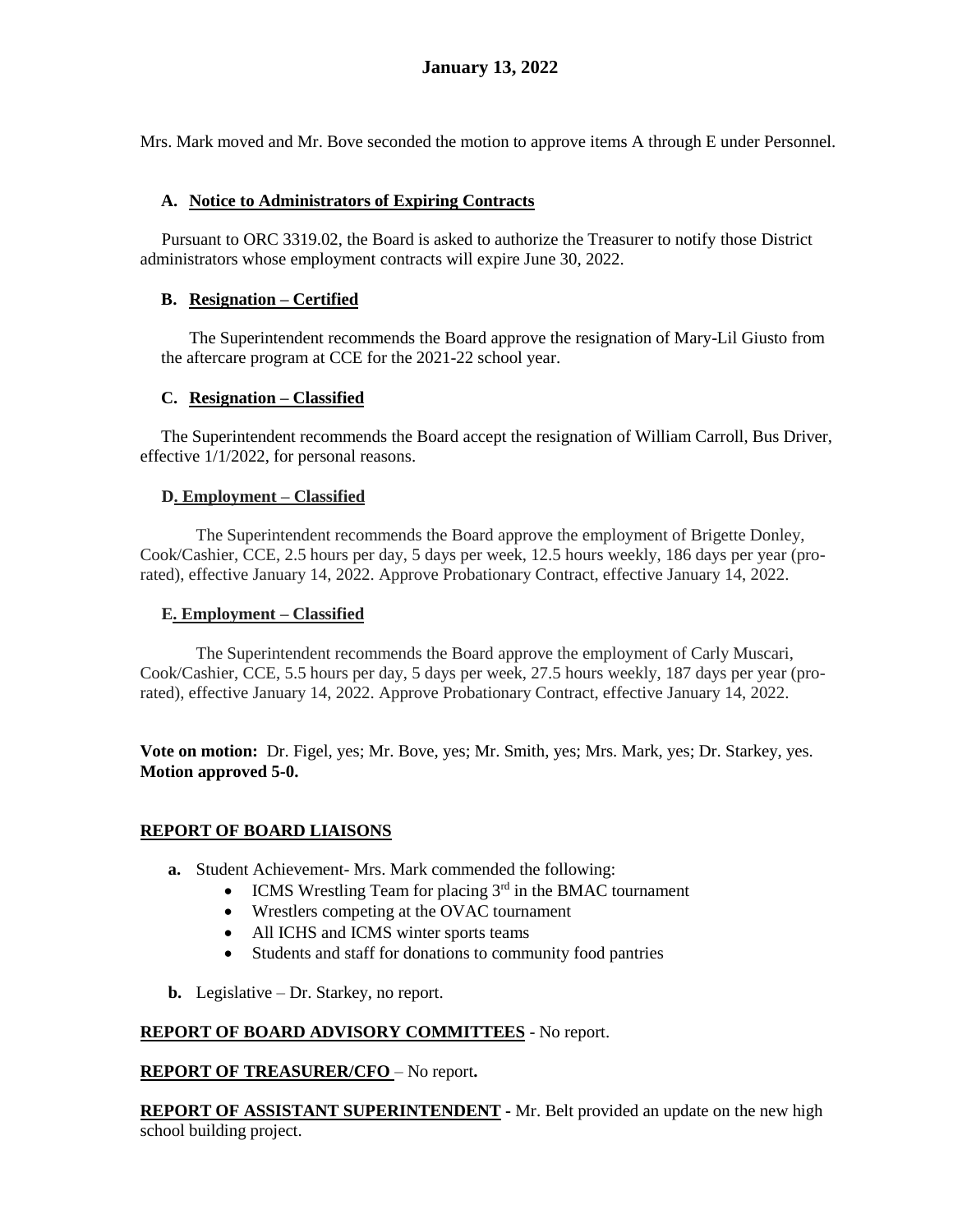**January 13, 2022**

Mrs. Mark moved and Mr. Bove seconded the motion to approve items A through E under Personnel.

**A. Notice to Administrators of Expiring Contracts**

Pursuant to ORC 3319.02, the Board is asked to authorize the Treasurer to notify those District administrators whose employment contracts will expire June 30, 2022.

**B. Resignation – Certified**

The Superintendent recommends the Board approve the resignation of Mary-Lil Giusto from the aftercare program at CCE for the 2021-22 school year.

**C. Resignation – Classified**

The Superintendent recommends the Board accept the resignation of William Carroll, Bus Driver, effective 1/1/2022, for personal reasons.

**D. Employment – Classified**

The Superintendent recommends the Board approve the employment of Brigette Donley, Cook/Cashier, CCE, 2.5 hours per day, 5 days per week, 12.5 hours weekly, 186 days per year (pro-rated), effective January 14, 2022. Approve Probationary Contract, effective January 14, 2022.

**E. Employment – Classified**

The Superintendent recommends the Board approve the employment of Carly Muscari, Cook/Cashier, CCE, 5.5 hours per day, 5 days per week, 27.5 hours weekly, 187 days per year (pro-rated), effective January 14, 2022. Approve Probationary Contract, effective January 14, 2022.

**Vote on motion:** Dr. Figel, yes; Mr. Bove, yes; Mr. Smith, yes; Mrs. Mark, yes; Dr. Starkey, yes. **Motion approved 5-0.**

**REPORT OF BOARD LIAISONS**

- **a.** Student Achievement- Mrs. Mark commended the following:
  - ICMS Wrestling Team for placing 3rd in the BMAC tournament
  - Wrestlers competing at the OVAC tournament
  - All ICHS and ICMS winter sports teams
  - Students and staff for donations to community food pantries
- **b.** Legislative – Dr. Starkey, no report.

**REPORT OF BOARD ADVISORY COMMITTEES** - No report.

**REPORT OF TREASURER/CFO** – No report**.**

**REPORT OF ASSISTANT SUPERINTENDENT** - Mr. Belt provided an update on the new high school building project.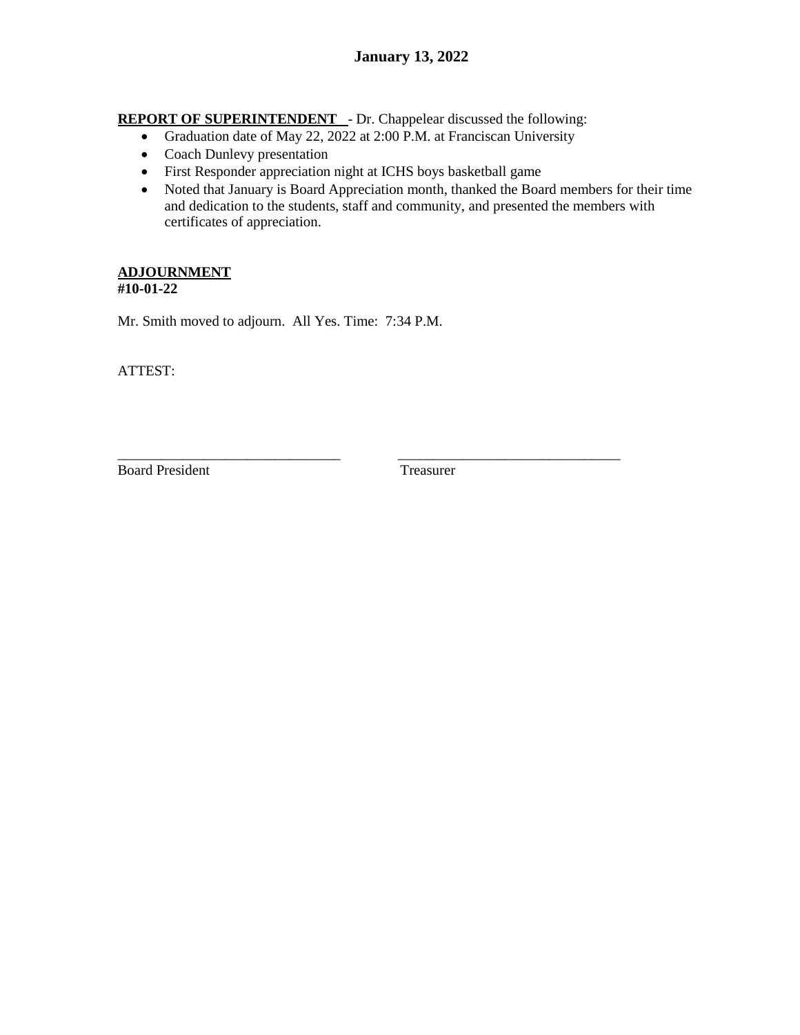**January 13, 2022**

**REPORT OF SUPERINTENDENT** - Dr. Chappelear discussed the following:

- Graduation date of May 22, 2022 at 2:00 P.M. at Franciscan University
- Coach Dunlevy presentation
- First Responder appreciation night at ICHS boys basketball game
- Noted that January is Board Appreciation month, thanked the Board members for their time and dedication to the students, staff and community, and presented the members with certificates of appreciation.

**ADJOURNMENT**
**#10-01-22**

Mr. Smith moved to adjourn. All Yes. Time: 7:34 P.M.

ATTEST:

_______________________________ _______________________________
Board President Treasurer